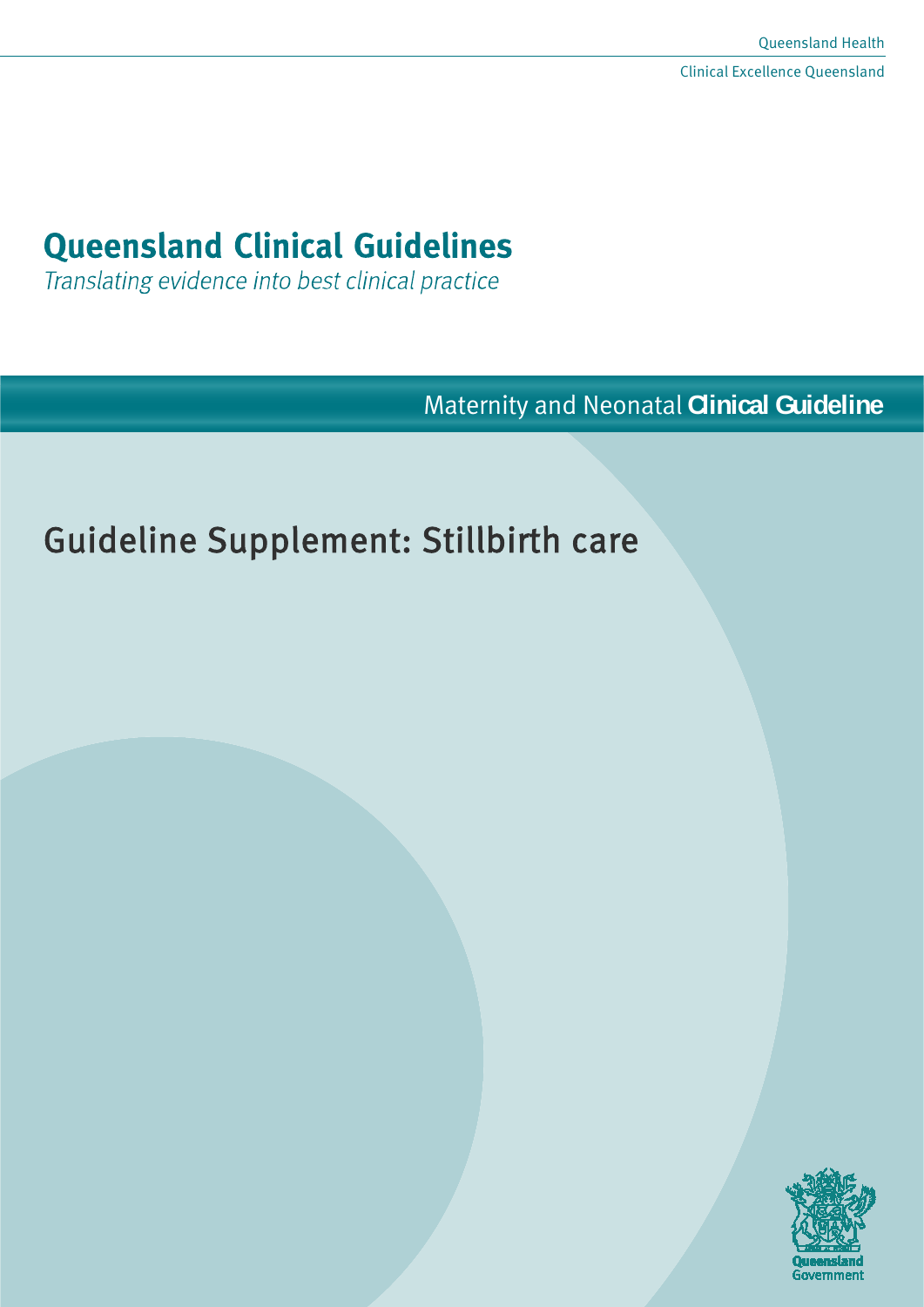Queensland Health

Clinical Excellence Queensland

# Queensland Clinical Guidelines

*Translating evidence into best clinical practice*

Maternity and Neonatal **Clinical Guideline**

## Guideline Supplement: Stillbirth care

Queensland Government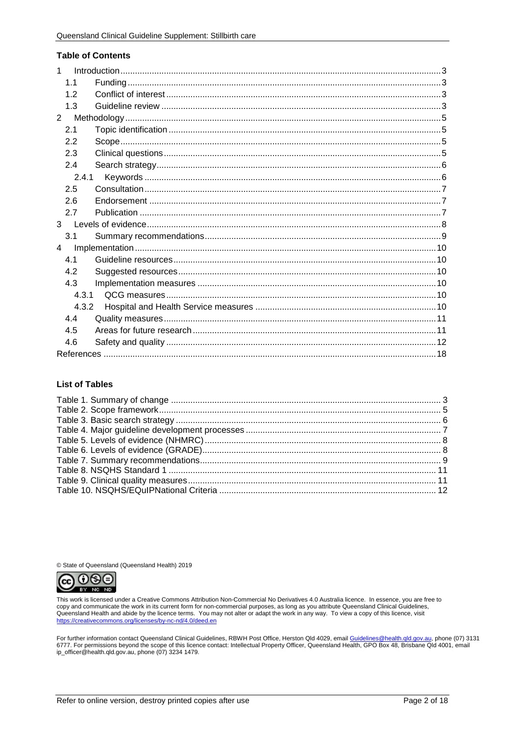## Table of Contents

| | | |
|---|---|---|
| 1 | Introduction | 3 |
| 1.1 | Funding | 3 |
| 1.2 | Conflict of interest | 3 |
| 1.3 | Guideline review | 3 |
| 2 | Methodology | 5 |
| 2.1 | Topic identification | 5 |
| 2.2 | Scope | 5 |
| 2.3 | Clinical questions | 5 |
| 2.4 | Search strategy | 6 |
| 2.4.1 | Keywords | 6 |
| 2.5 | Consultation | 7 |
| 2.6 | Endorsement | 7 |
| 2.7 | Publication | 7 |
| 3 | Levels of evidence | 8 |
| 3.1 | Summary recommendations | 9 |
| 4 | Implementation | 10 |
| 4.1 | Guideline resources | 10 |
| 4.2 | Suggested resources | 10 |
| 4.3 | Implementation measures | 10 |
| 4.3.1 | QCG measures | 10 |
| 4.3.2 | Hospital and Health Service measures | 10 |
| 4.4 | Quality measures | 11 |
| 4.5 | Areas for future research | 11 |
| 4.6 | Safety and quality | 12 |
| | References | 18 |

## List of Tables

| | |
|---|---|
| Table 1. Summary of change | 3 |
| Table 2. Scope framework | 5 |
| Table 3. Basic search strategy | 6 |
| Table 4. Major guideline development processes | 7 |
| Table 5. Levels of evidence (NHMRC) | 8 |
| Table 6. Levels of evidence (GRADE) | 8 |
| Table 7. Summary recommendations | 9 |
| Table 8. NSQHS Standard 1 | 11 |
| Table 9. Clinical quality measures | 11 |
| Table 10. NSQHS/EQuIPNational Criteria | 12 |

© State of Queensland (Queensland Health) 2019

This work is licensed under a Creative Commons Attribution Non-Commercial No Derivatives 4.0 Australia licence. In essence, you are free to copy and communicate the work in its current form for non-commercial purposes, as long as you attribute Queensland Clinical Guidelines, Queensland Health and abide by the licence terms. You may not alter or adapt the work in any way. To view a copy of this licence, visit https://creativecommons.org/licenses/by-nc-nd/4.0/deed.en

For further information contact Queensland Clinical Guidelines, RBWH Post Office, Herston Qld 4029, email Guidelines@health.qld.gov.au, phone (07) 3131 6777. For permissions beyond the scope of this licence contact: Intellectual Property Officer, Queensland Health, GPO Box 48, Brisbane Qld 4001, email ip_officer@health.qld.gov.au, phone (07) 3234 1479.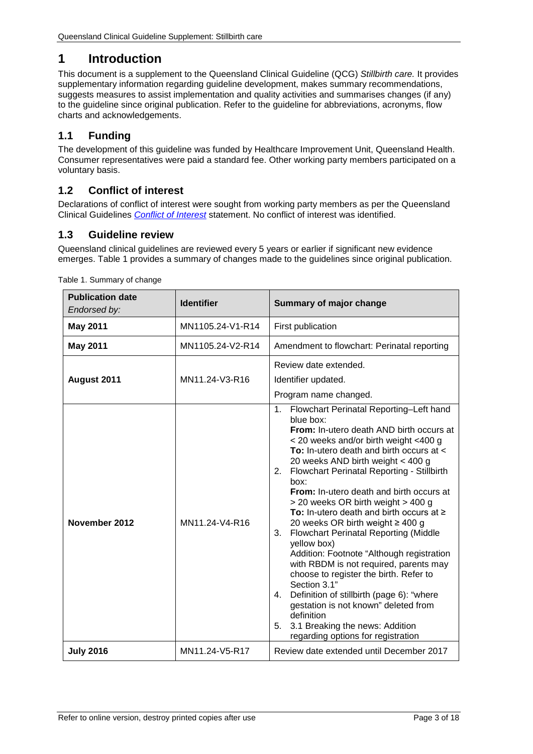# 1 Introduction

This document is a supplement to the Queensland Clinical Guideline (QCG) *Stillbirth care.* It provides supplementary information regarding guideline development, makes summary recommendations, suggests measures to assist implementation and quality activities and summarises changes (if any) to the guideline since original publication. Refer to the guideline for abbreviations, acronyms, flow charts and acknowledgements.

## 1.1 Funding

The development of this guideline was funded by Healthcare Improvement Unit, Queensland Health. Consumer representatives were paid a standard fee. Other working party members participated on a voluntary basis.

## 1.2 Conflict of interest

Declarations of conflict of interest were sought from working party members as per the Queensland Clinical Guidelines *Conflict of Interest* statement. No conflict of interest was identified.

## 1.3 Guideline review

Queensland clinical guidelines are reviewed every 5 years or earlier if significant new evidence emerges. Table 1 provides a summary of changes made to the guidelines since original publication.

Table 1. Summary of change

| **Publication date** *Endorsed by:* | **Identifier** | **Summary of major change** |
|---|---|---|
| **May 2011** | MN1105.24-V1-R14 | First publication |
| **May 2011** | MN1105.24-V2-R14 | Amendment to flowchart: Perinatal reporting |
| **August 2011** | MN11.24-V3-R16 | Review date extended.<br>Identifier updated.<br>Program name changed. |
| **November 2012** | MN11.24-V4-R16 | 1. Flowchart Perinatal Reporting–Left hand blue box:<br>**From:** In-utero death AND birth occurs at < 20 weeks and/or birth weight <400 g<br>**To:** In-utero death and birth occurs at < 20 weeks AND birth weight < 400 g<br>2. Flowchart Perinatal Reporting - Stillbirth box:<br>**From:** In-utero death and birth occurs at > 20 weeks OR birth weight > 400 g<br>**To:** In-utero death and birth occurs at ≥ 20 weeks OR birth weight ≥ 400 g<br>3. Flowchart Perinatal Reporting (Middle yellow box)<br>Addition: Footnote "Although registration with RBDM is not required, parents may choose to register the birth. Refer to Section 3.1"<br>4. Definition of stillbirth (page 6): "where gestation is not known" deleted from definition<br>5. 3.1 Breaking the news: Addition regarding options for registration |
| **July 2016** | MN11.24-V5-R17 | Review date extended until December 2017 |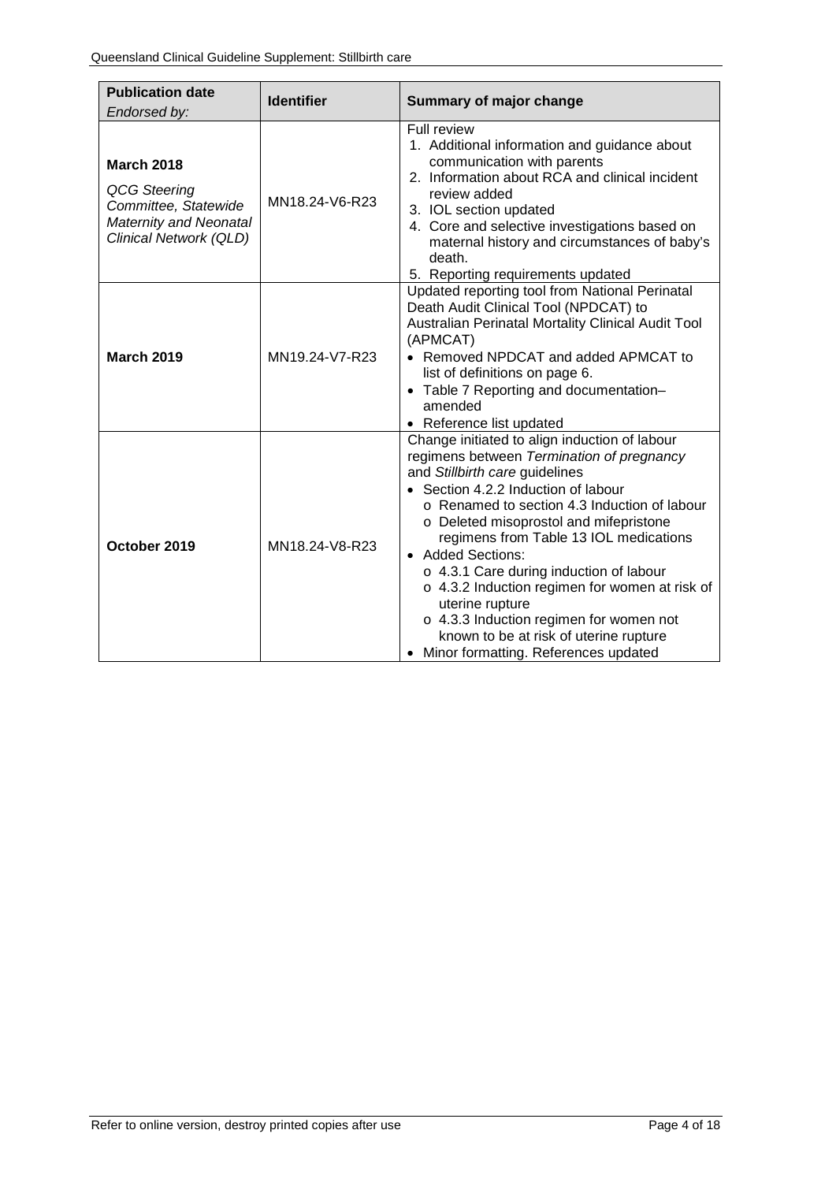| **Publication date** *Endorsed by:* | **Identifier** | **Summary of major change** |
|---|---|---|
| **March 2018** *QCG Steering Committee, Statewide Maternity and Neonatal Clinical Network (QLD)* | MN18.24-V6-R23 | Full review<br>1. Additional information and guidance about communication with parents<br>2. Information about RCA and clinical incident review added<br>3. IOL section updated<br>4. Core and selective investigations based on maternal history and circumstances of baby's death.<br>5. Reporting requirements updated |
| **March 2019** | MN19.24-V7-R23 | Updated reporting tool from National Perinatal Death Audit Clinical Tool (NPDCAT) to Australian Perinatal Mortality Clinical Audit Tool (APMCAT)<br>• Removed NPDCAT and added APMCAT to list of definitions on page 6.<br>• Table 7 Reporting and documentation– amended<br>• Reference list updated |
| **October 2019** | MN18.24-V8-R23 | Change initiated to align induction of labour regimens between *Termination of pregnancy* and *Stillbirth care* guidelines<br>• Section 4.2.2 Induction of labour<br>&nbsp;&nbsp;o Renamed to section 4.3 Induction of labour<br>&nbsp;&nbsp;o Deleted misoprostol and mifepristone regimens from Table 13 IOL medications<br>• Added Sections:<br>&nbsp;&nbsp;o 4.3.1 Care during induction of labour<br>&nbsp;&nbsp;o 4.3.2 Induction regimen for women at risk of uterine rupture<br>&nbsp;&nbsp;o 4.3.3 Induction regimen for women not known to be at risk of uterine rupture<br>• Minor formatting. References updated |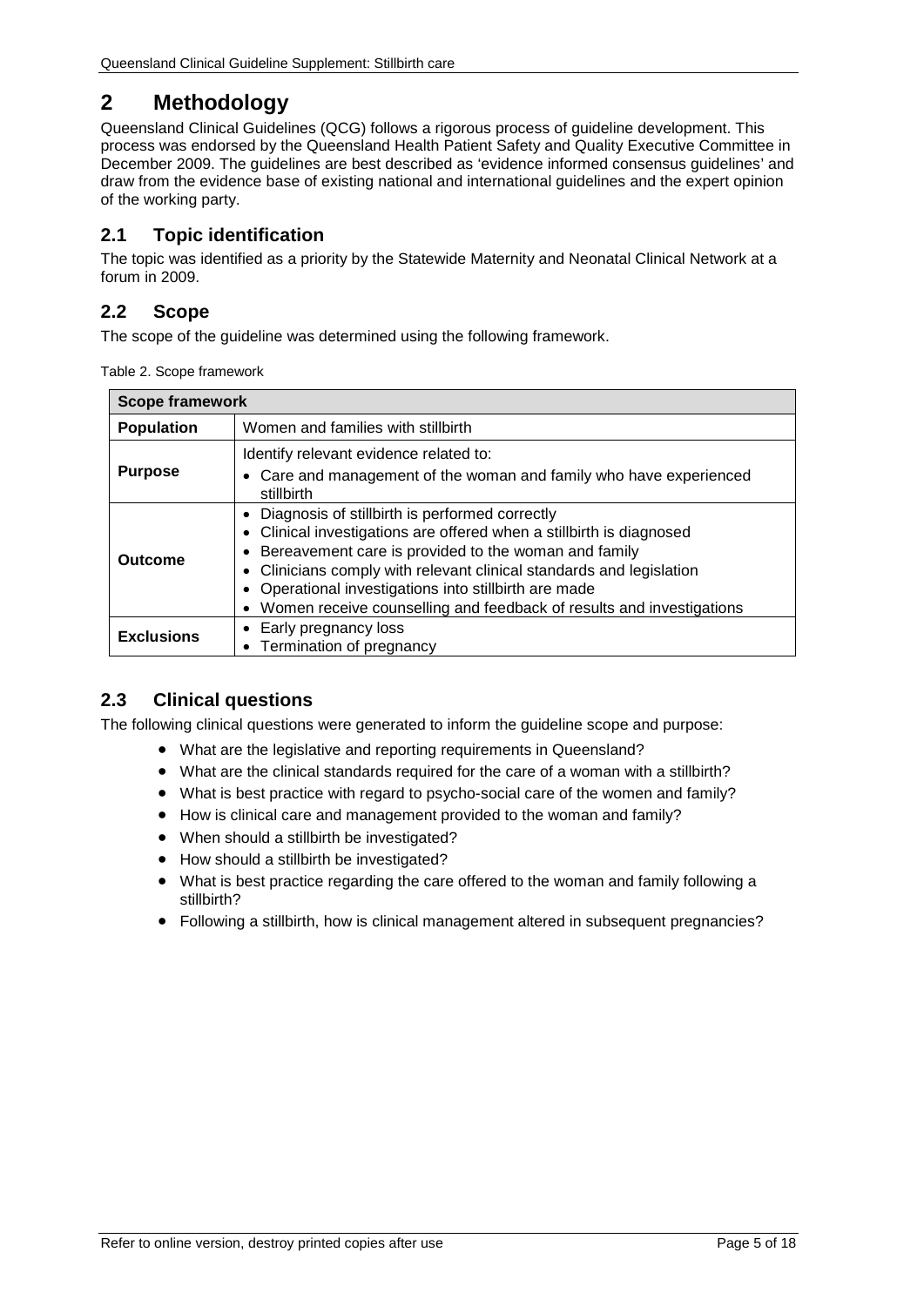# 2 Methodology

Queensland Clinical Guidelines (QCG) follows a rigorous process of guideline development. This process was endorsed by the Queensland Health Patient Safety and Quality Executive Committee in December 2009. The guidelines are best described as 'evidence informed consensus guidelines' and draw from the evidence base of existing national and international guidelines and the expert opinion of the working party.

## 2.1 Topic identification

The topic was identified as a priority by the Statewide Maternity and Neonatal Clinical Network at a forum in 2009.

## 2.2 Scope

The scope of the guideline was determined using the following framework.

Table 2. Scope framework

| Scope framework | |
|---|---|
| **Population** | Women and families with stillbirth |
| **Purpose** | Identify relevant evidence related to:<br>• Care and management of the woman and family who have experienced stillbirth |
| **Outcome** | • Diagnosis of stillbirth is performed correctly<br>• Clinical investigations are offered when a stillbirth is diagnosed<br>• Bereavement care is provided to the woman and family<br>• Clinicians comply with relevant clinical standards and legislation<br>• Operational investigations into stillbirth are made<br>• Women receive counselling and feedback of results and investigations |
| **Exclusions** | • Early pregnancy loss<br>• Termination of pregnancy |

## 2.3 Clinical questions

The following clinical questions were generated to inform the guideline scope and purpose:

- What are the legislative and reporting requirements in Queensland?
- What are the clinical standards required for the care of a woman with a stillbirth?
- What is best practice with regard to psycho-social care of the women and family?
- How is clinical care and management provided to the woman and family?
- When should a stillbirth be investigated?
- How should a stillbirth be investigated?
- What is best practice regarding the care offered to the woman and family following a stillbirth?
- Following a stillbirth, how is clinical management altered in subsequent pregnancies?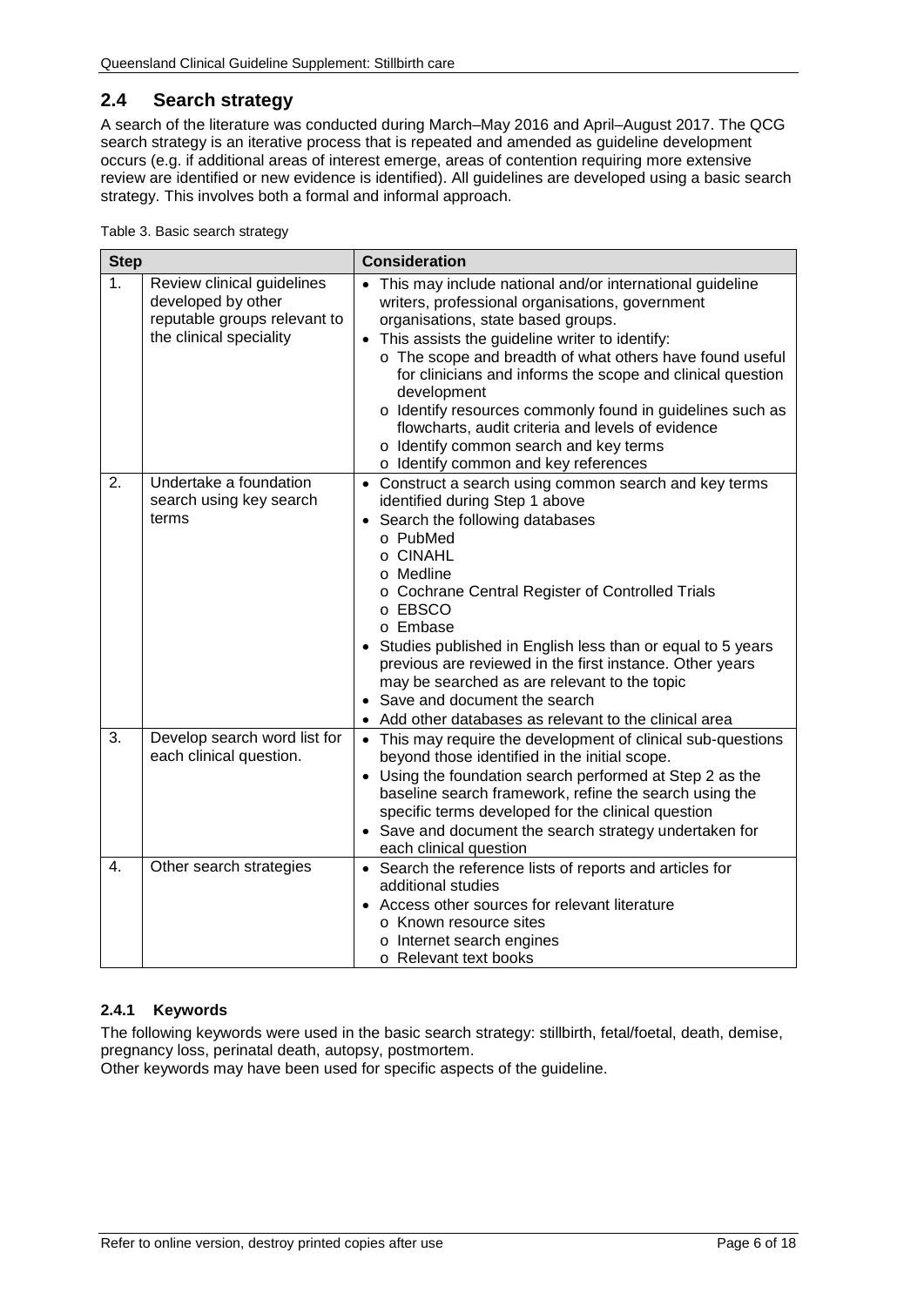## 2.4 Search strategy

A search of the literature was conducted during March–May 2016 and April–August 2017. The QCG search strategy is an iterative process that is repeated and amended as guideline development occurs (e.g. if additional areas of interest emerge, areas of contention requiring more extensive review are identified or new evidence is identified). All guidelines are developed using a basic search strategy. This involves both a formal and informal approach.

Table 3. Basic search strategy

| Step | | Consideration |
|---|---|---|
| 1. | Review clinical guidelines developed by other reputable groups relevant to the clinical speciality | • This may include national and/or international guideline writers, professional organisations, government organisations, state based groups.<br>• This assists the guideline writer to identify:<br>  o The scope and breadth of what others have found useful for clinicians and informs the scope and clinical question development<br>  o Identify resources commonly found in guidelines such as flowcharts, audit criteria and levels of evidence<br>  o Identify common search and key terms<br>  o Identify common and key references |
| 2. | Undertake a foundation search using key search terms | • Construct a search using common search and key terms identified during Step 1 above<br>• Search the following databases<br>  o PubMed<br>  o CINAHL<br>  o Medline<br>  o Cochrane Central Register of Controlled Trials<br>  o EBSCO<br>  o Embase<br>• Studies published in English less than or equal to 5 years previous are reviewed in the first instance. Other years may be searched as are relevant to the topic<br>• Save and document the search<br>• Add other databases as relevant to the clinical area |
| 3. | Develop search word list for each clinical question. | • This may require the development of clinical sub-questions beyond those identified in the initial scope.<br>• Using the foundation search performed at Step 2 as the baseline search framework, refine the search using the specific terms developed for the clinical question<br>• Save and document the search strategy undertaken for each clinical question |
| 4. | Other search strategies | • Search the reference lists of reports and articles for additional studies<br>• Access other sources for relevant literature<br>  o Known resource sites<br>  o Internet search engines<br>  o Relevant text books |

### 2.4.1 Keywords

The following keywords were used in the basic search strategy: stillbirth, fetal/foetal, death, demise, pregnancy loss, perinatal death, autopsy, postmortem.
Other keywords may have been used for specific aspects of the guideline.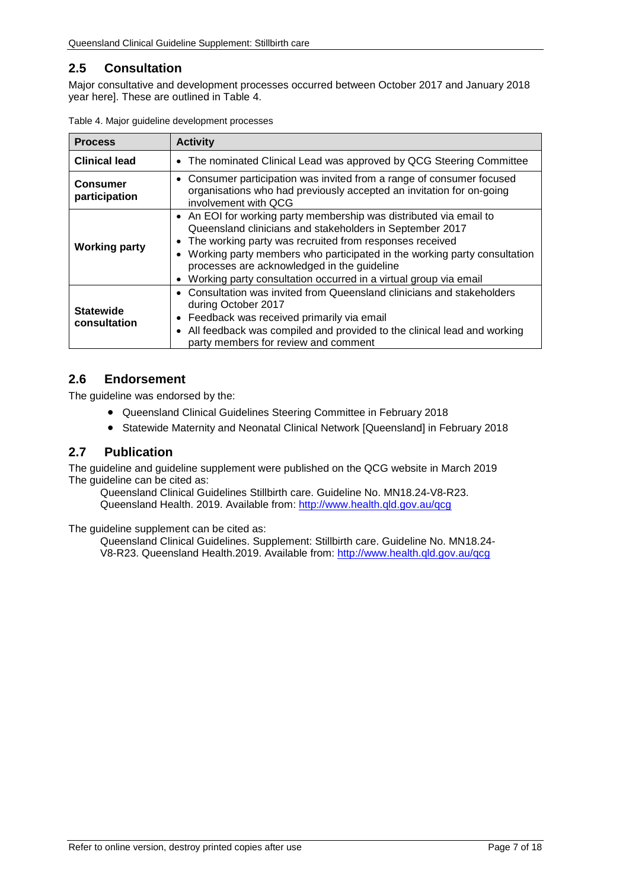## 2.5 Consultation

Major consultative and development processes occurred between October 2017 and January 2018 year here]. These are outlined in Table 4.

Table 4. Major guideline development processes

| Process | Activity |
|---|---|
| **Clinical lead** | • The nominated Clinical Lead was approved by QCG Steering Committee |
| **Consumer participation** | • Consumer participation was invited from a range of consumer focused organisations who had previously accepted an invitation for on-going involvement with QCG |
| **Working party** | • An EOI for working party membership was distributed via email to Queensland clinicians and stakeholders in September 2017<br>• The working party was recruited from responses received<br>• Working party members who participated in the working party consultation processes are acknowledged in the guideline<br>• Working party consultation occurred in a virtual group via email |
| **Statewide consultation** | • Consultation was invited from Queensland clinicians and stakeholders during October 2017<br>• Feedback was received primarily via email<br>• All feedback was compiled and provided to the clinical lead and working party members for review and comment |

## 2.6 Endorsement

The guideline was endorsed by the:

- Queensland Clinical Guidelines Steering Committee in February 2018
- Statewide Maternity and Neonatal Clinical Network [Queensland] in February 2018

## 2.7 Publication

The guideline and guideline supplement were published on the QCG website in March 2019
The guideline can be cited as:

> Queensland Clinical Guidelines Stillbirth care. Guideline No. MN18.24-V8-R23. Queensland Health. 2019. Available from: http://www.health.qld.gov.au/qcg

The guideline supplement can be cited as:

> Queensland Clinical Guidelines. Supplement: Stillbirth care. Guideline No. MN18.24-V8-R23. Queensland Health.2019. Available from: http://www.health.qld.gov.au/qcg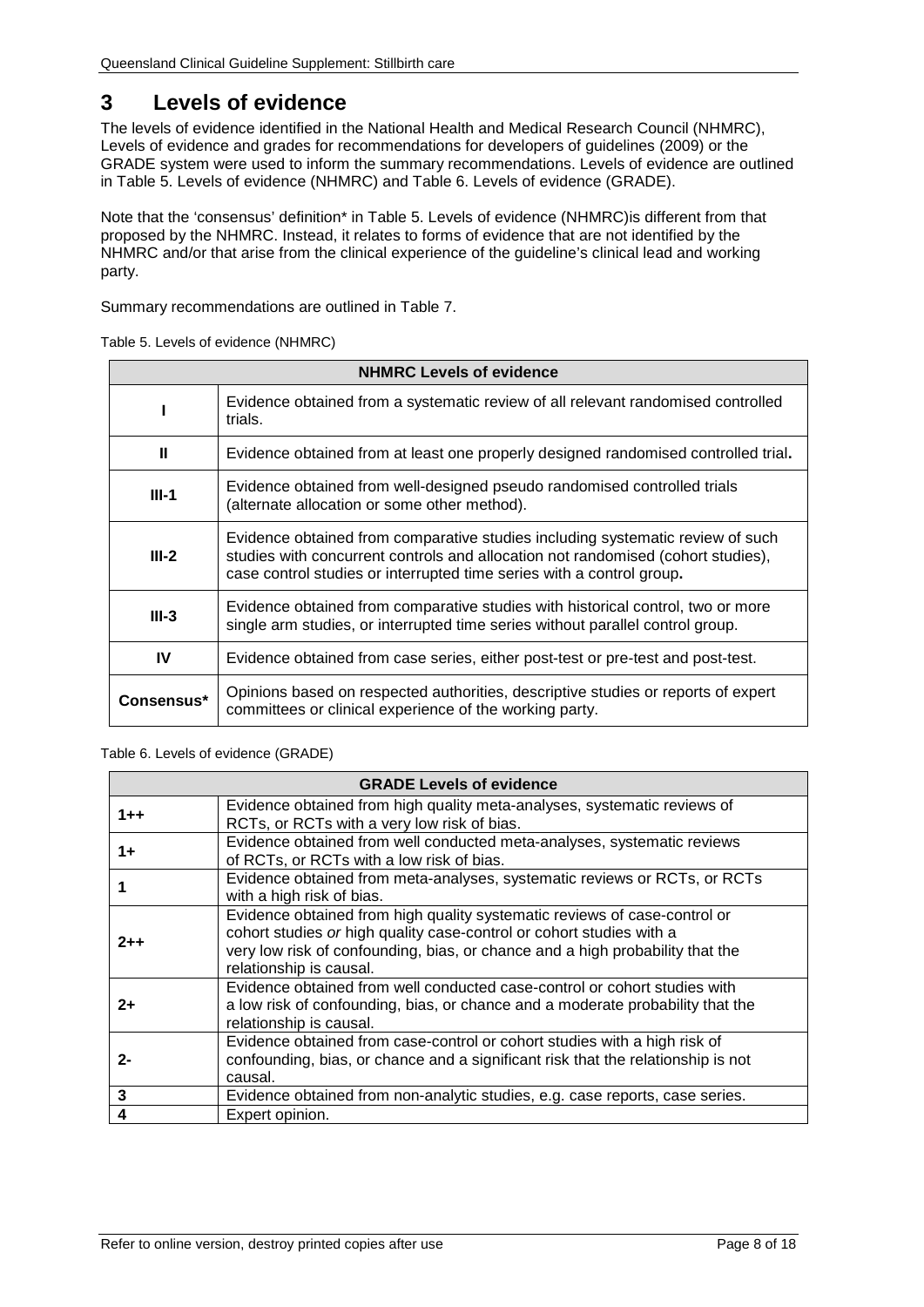# 3 Levels of evidence

The levels of evidence identified in the National Health and Medical Research Council (NHMRC), Levels of evidence and grades for recommendations for developers of guidelines (2009) or the GRADE system were used to inform the summary recommendations. Levels of evidence are outlined in Table 5. Levels of evidence (NHMRC) and Table 6. Levels of evidence (GRADE).

Note that the 'consensus' definition* in Table 5. Levels of evidence (NHMRC)is different from that proposed by the NHMRC. Instead, it relates to forms of evidence that are not identified by the NHMRC and/or that arise from the clinical experience of the guideline's clinical lead and working party.

Summary recommendations are outlined in Table 7.

Table 5. Levels of evidence (NHMRC)

| NHMRC Levels of evidence | |
|---|---|
| **I** | Evidence obtained from a systematic review of all relevant randomised controlled trials. |
| **II** | Evidence obtained from at least one properly designed randomised controlled trial**.** |
| **III-1** | Evidence obtained from well-designed pseudo randomised controlled trials (alternate allocation or some other method). |
| **III-2** | Evidence obtained from comparative studies including systematic review of such studies with concurrent controls and allocation not randomised (cohort studies), case control studies or interrupted time series with a control group**.** |
| **III-3** | Evidence obtained from comparative studies with historical control, two or more single arm studies, or interrupted time series without parallel control group. |
| **IV** | Evidence obtained from case series, either post-test or pre-test and post-test. |
| **Consensus*** | Opinions based on respected authorities, descriptive studies or reports of expert committees or clinical experience of the working party. |

Table 6. Levels of evidence (GRADE)

| GRADE Levels of evidence | |
|---|---|
| **1++** | Evidence obtained from high quality meta-analyses, systematic reviews of RCTs, or RCTs with a very low risk of bias. |
| **1+** | Evidence obtained from well conducted meta-analyses, systematic reviews of RCTs, or RCTs with a low risk of bias. |
| **1** | Evidence obtained from meta-analyses, systematic reviews or RCTs, or RCTs with a high risk of bias. |
| **2++** | Evidence obtained from high quality systematic reviews of case-control or cohort studies *or* high quality case-control or cohort studies with a very low risk of confounding, bias, or chance and a high probability that the relationship is causal. |
| **2+** | Evidence obtained from well conducted case-control or cohort studies with a low risk of confounding, bias, or chance and a moderate probability that the relationship is causal. |
| **2-** | Evidence obtained from case-control or cohort studies with a high risk of confounding, bias, or chance and a significant risk that the relationship is not causal. |
| **3** | Evidence obtained from non-analytic studies, e.g. case reports, case series. |
| **4** | Expert opinion. |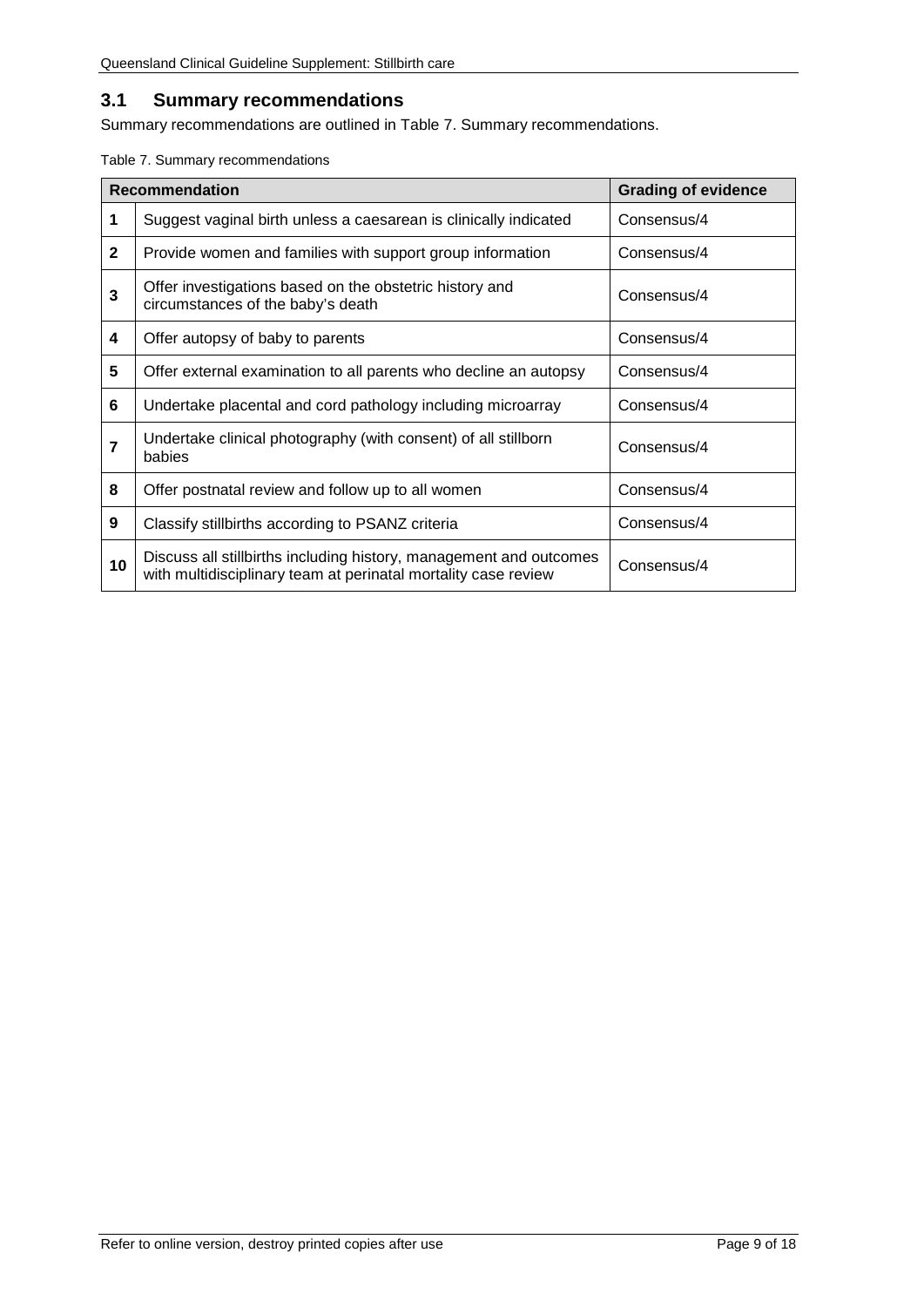## 3.1 Summary recommendations

Summary recommendations are outlined in Table 7. Summary recommendations.

Table 7. Summary recommendations

| | Recommendation | Grading of evidence |
|---|---|---|
| **1** | Suggest vaginal birth unless a caesarean is clinically indicated | Consensus/4 |
| **2** | Provide women and families with support group information | Consensus/4 |
| **3** | Offer investigations based on the obstetric history and circumstances of the baby's death | Consensus/4 |
| **4** | Offer autopsy of baby to parents | Consensus/4 |
| **5** | Offer external examination to all parents who decline an autopsy | Consensus/4 |
| **6** | Undertake placental and cord pathology including microarray | Consensus/4 |
| **7** | Undertake clinical photography (with consent) of all stillborn babies | Consensus/4 |
| **8** | Offer postnatal review and follow up to all women | Consensus/4 |
| **9** | Classify stillbirths according to PSANZ criteria | Consensus/4 |
| **10** | Discuss all stillbirths including history, management and outcomes with multidisciplinary team at perinatal mortality case review | Consensus/4 |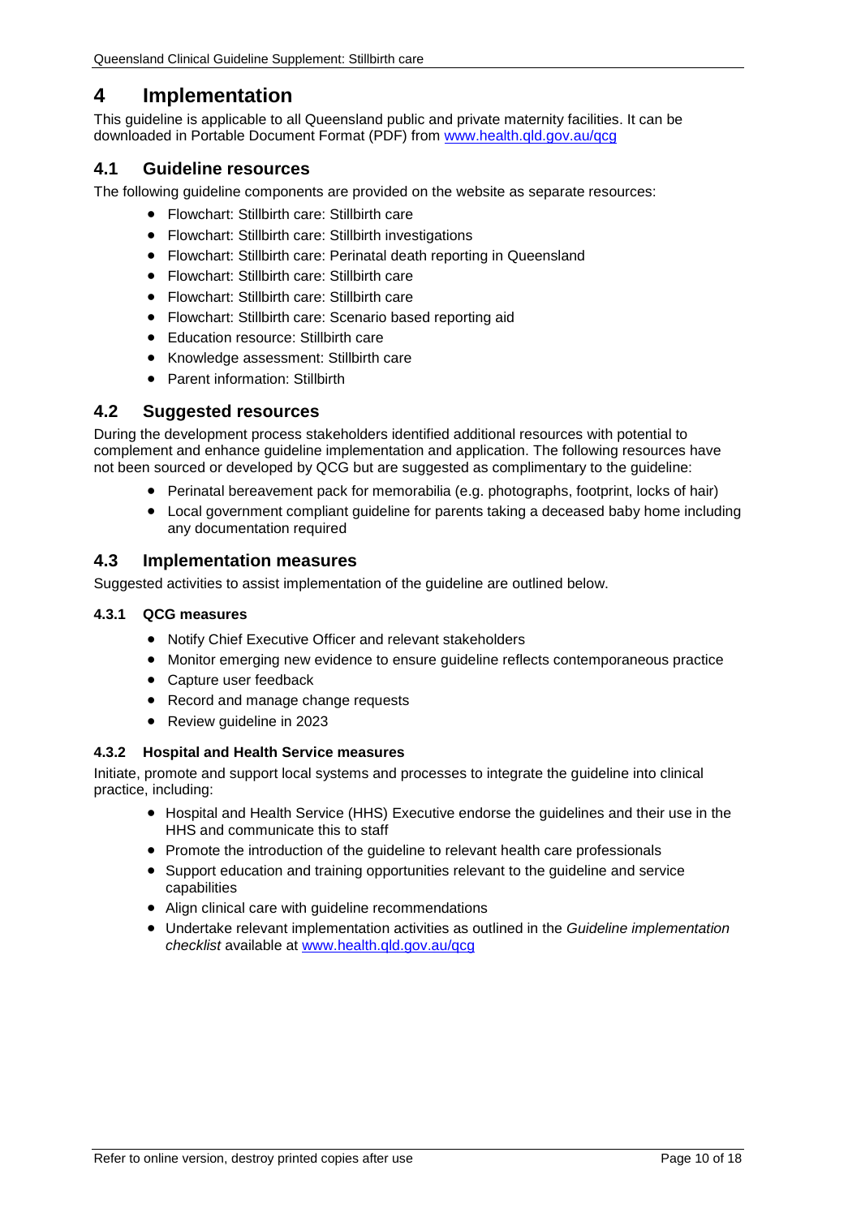# 4 Implementation

This guideline is applicable to all Queensland public and private maternity facilities. It can be downloaded in Portable Document Format (PDF) from [www.health.qld.gov.au/qcg](www.health.qld.gov.au/qcg)

## 4.1 Guideline resources

The following guideline components are provided on the website as separate resources:

- Flowchart: Stillbirth care: Stillbirth care
- Flowchart: Stillbirth care: Stillbirth investigations
- Flowchart: Stillbirth care: Perinatal death reporting in Queensland
- Flowchart: Stillbirth care: Stillbirth care
- Flowchart: Stillbirth care: Stillbirth care
- Flowchart: Stillbirth care: Scenario based reporting aid
- Education resource: Stillbirth care
- Knowledge assessment: Stillbirth care
- Parent information: Stillbirth

## 4.2 Suggested resources

During the development process stakeholders identified additional resources with potential to complement and enhance guideline implementation and application. The following resources have not been sourced or developed by QCG but are suggested as complimentary to the guideline:

- Perinatal bereavement pack for memorabilia (e.g. photographs, footprint, locks of hair)
- Local government compliant guideline for parents taking a deceased baby home including any documentation required

## 4.3 Implementation measures

Suggested activities to assist implementation of the guideline are outlined below.

### 4.3.1 QCG measures

- Notify Chief Executive Officer and relevant stakeholders
- Monitor emerging new evidence to ensure guideline reflects contemporaneous practice
- Capture user feedback
- Record and manage change requests
- Review guideline in 2023

### 4.3.2 Hospital and Health Service measures

Initiate, promote and support local systems and processes to integrate the guideline into clinical practice, including:

- Hospital and Health Service (HHS) Executive endorse the guidelines and their use in the HHS and communicate this to staff
- Promote the introduction of the guideline to relevant health care professionals
- Support education and training opportunities relevant to the guideline and service capabilities
- Align clinical care with guideline recommendations
- Undertake relevant implementation activities as outlined in the *Guideline implementation checklist* available at [www.health.qld.gov.au/qcg](www.health.qld.gov.au/qcg)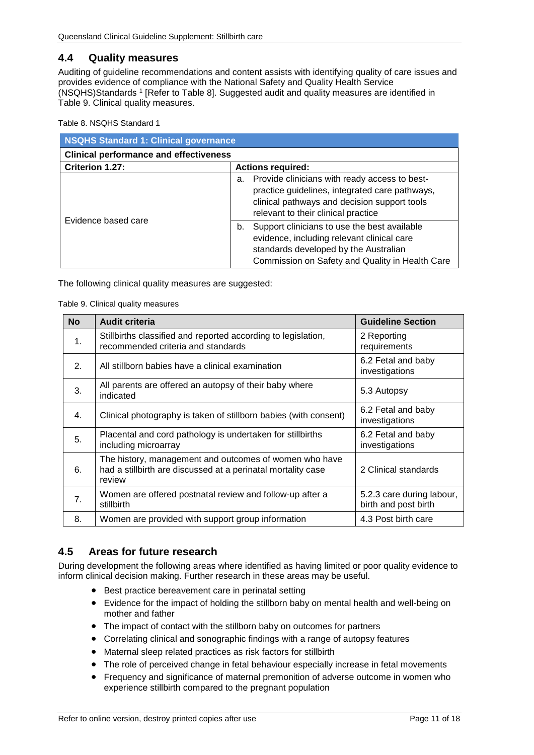## 4.4 Quality measures

Auditing of guideline recommendations and content assists with identifying quality of care issues and provides evidence of compliance with the National Safety and Quality Health Service (NSQHS)Standards [1] [Refer to Table 8]. Suggested audit and quality measures are identified in Table 9. Clinical quality measures.

Table 8. NSQHS Standard 1

| NSQHS Standard 1: Clinical governance | |
|---|---|
| **Clinical performance and effectiveness** | |
| **Criterion 1.27:** | **Actions required:** |
| Evidence based care | a. Provide clinicians with ready access to best-practice guidelines, integrated care pathways, clinical pathways and decision support tools relevant to their clinical practice |
| | b. Support clinicians to use the best available evidence, including relevant clinical care standards developed by the Australian Commission on Safety and Quality in Health Care |

The following clinical quality measures are suggested:

Table 9. Clinical quality measures

| No | Audit criteria | Guideline Section |
|---|---|---|
| 1. | Stillbirths classified and reported according to legislation, recommended criteria and standards | 2 Reporting requirements |
| 2. | All stillborn babies have a clinical examination | 6.2 Fetal and baby investigations |
| 3. | All parents are offered an autopsy of their baby where indicated | 5.3 Autopsy |
| 4. | Clinical photography is taken of stillborn babies (with consent) | 6.2 Fetal and baby investigations |
| 5. | Placental and cord pathology is undertaken for stillbirths including microarray | 6.2 Fetal and baby investigations |
| 6. | The history, management and outcomes of women who have had a stillbirth are discussed at a perinatal mortality case review | 2 Clinical standards |
| 7. | Women are offered postnatal review and follow-up after a stillbirth | 5.2.3 care during labour, birth and post birth |
| 8. | Women are provided with support group information | 4.3 Post birth care |

## 4.5 Areas for future research

During development the following areas where identified as having limited or poor quality evidence to inform clinical decision making. Further research in these areas may be useful.

- Best practice bereavement care in perinatal setting
- Evidence for the impact of holding the stillborn baby on mental health and well-being on mother and father
- The impact of contact with the stillborn baby on outcomes for partners
- Correlating clinical and sonographic findings with a range of autopsy features
- Maternal sleep related practices as risk factors for stillbirth
- The role of perceived change in fetal behaviour especially increase in fetal movements
- Frequency and significance of maternal premonition of adverse outcome in women who experience stillbirth compared to the pregnant population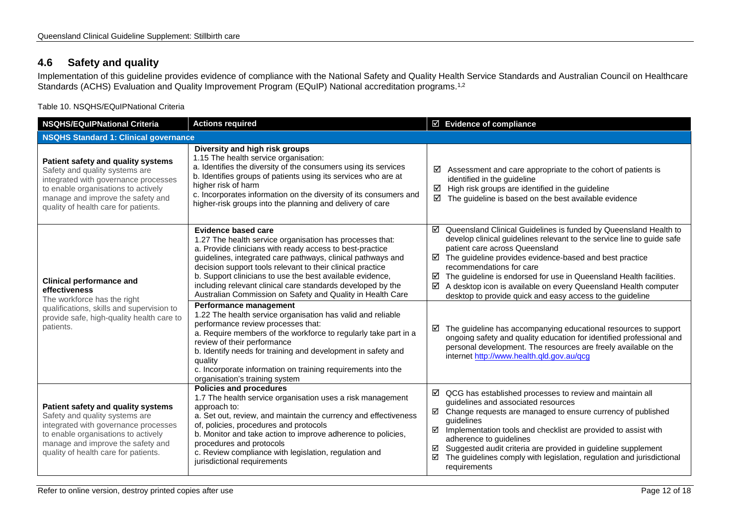## 4.6 Safety and quality

Implementation of this guideline provides evidence of compliance with the National Safety and Quality Health Service Standards and Australian Council on Healthcare Standards (ACHS) Evaluation and Quality Improvement Program (EQuIP) National accreditation programs.[1,2]

Table 10. NSQHS/EQuIPNational Criteria

| NSQHS/EQuIPNational Criteria | Actions required | ☑ Evidence of compliance |
|---|---|---|
| **NSQHS Standard 1: Clinical governance** | | |
| **Patient safety and quality systems** Safety and quality systems are integrated with governance processes to enable organisations to actively manage and improve the safety and quality of health care for patients. | **Diversity and high risk groups** 1.15 The health service organisation: a. Identifies the diversity of the consumers using its services b. Identifies groups of patients using its services who are at higher risk of harm c. Incorporates information on the diversity of its consumers and higher-risk groups into the planning and delivery of care | ☑ Assessment and care appropriate to the cohort of patients is identified in the guideline ☑ High risk groups are identified in the guideline ☑ The guideline is based on the best available evidence |
| **Clinical performance and effectiveness** The workforce has the right qualifications, skills and supervision to provide safe, high-quality health care to patients. | **Evidence based care** 1.27 The health service organisation has processes that: a. Provide clinicians with ready access to best-practice guidelines, integrated care pathways, clinical pathways and decision support tools relevant to their clinical practice b. Support clinicians to use the best available evidence, including relevant clinical care standards developed by the Australian Commission on Safety and Quality in Health Care | ☑ Queensland Clinical Guidelines is funded by Queensland Health to develop clinical guidelines relevant to the service line to guide safe patient care across Queensland ☑ The guideline provides evidence-based and best practice recommendations for care ☑ The guideline is endorsed for use in Queensland Health facilities. ☑ A desktop icon is available on every Queensland Health computer desktop to provide quick and easy access to the guideline |
| | **Performance management** 1.22 The health service organisation has valid and reliable performance review processes that: a. Require members of the workforce to regularly take part in a review of their performance b. Identify needs for training and development in safety and quality c. Incorporate information on training requirements into the organisation's training system | ☑ The guideline has accompanying educational resources to support ongoing safety and quality education for identified professional and personal development. The resources are freely available on the internet http://www.health.qld.gov.au/qcg |
| **Patient safety and quality systems** Safety and quality systems are integrated with governance processes to enable organisations to actively manage and improve the safety and quality of health care for patients. | **Policies and procedures** 1.7 The health service organisation uses a risk management approach to: a. Set out, review, and maintain the currency and effectiveness of, policies, procedures and protocols b. Monitor and take action to improve adherence to policies, procedures and protocols c. Review compliance with legislation, regulation and jurisdictional requirements | ☑ QCG has established processes to review and maintain all guidelines and associated resources ☑ Change requests are managed to ensure currency of published guidelines ☑ Implementation tools and checklist are provided to assist with adherence to guidelines ☑ Suggested audit criteria are provided in guideline supplement ☑ The guidelines comply with legislation, regulation and jurisdictional requirements |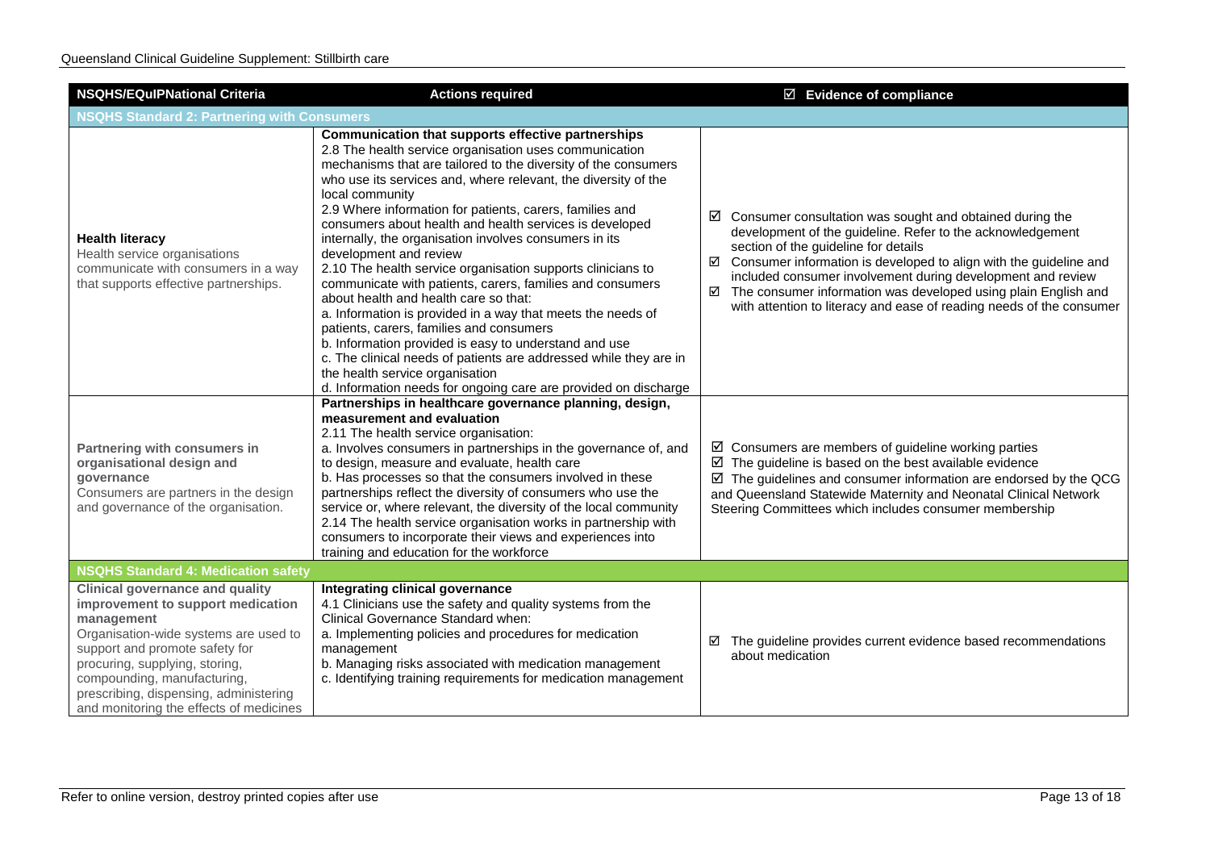| NSQHS/EQuIPNational Criteria | Actions required | ☑ Evidence of compliance |
| --- | --- | --- |
| **NSQHS Standard 2: Partnering with Consumers** | | |
| **Health literacy**<br>Health service organisations communicate with consumers in a way that supports effective partnerships. | **Communication that supports effective partnerships**<br>2.8 The health service organisation uses communication mechanisms that are tailored to the diversity of the consumers who use its services and, where relevant, the diversity of the local community<br>2.9 Where information for patients, carers, families and consumers about health and health services is developed internally, the organisation involves consumers in its development and review<br>2.10 The health service organisation supports clinicians to communicate with patients, carers, families and consumers about health and health care so that:<br>a. Information is provided in a way that meets the needs of patients, carers, families and consumers<br>b. Information provided is easy to understand and use<br>c. The clinical needs of patients are addressed while they are in the health service organisation<br>d. Information needs for ongoing care are provided on discharge | ☑ Consumer consultation was sought and obtained during the development of the guideline. Refer to the acknowledgement section of the guideline for details<br>☑ Consumer information is developed to align with the guideline and included consumer involvement during development and review<br>☑ The consumer information was developed using plain English and with attention to literacy and ease of reading needs of the consumer |
| **Partnering with consumers in organisational design and governance**<br>Consumers are partners in the design and governance of the organisation. | **Partnerships in healthcare governance planning, design, measurement and evaluation**<br>2.11 The health service organisation:<br>a. Involves consumers in partnerships in the governance of, and to design, measure and evaluate, health care<br>b. Has processes so that the consumers involved in these partnerships reflect the diversity of consumers who use the service or, where relevant, the diversity of the local community<br>2.14 The health service organisation works in partnership with consumers to incorporate their views and experiences into training and education for the workforce | ☑ Consumers are members of guideline working parties<br>☑ The guideline is based on the best available evidence<br>☑ The guidelines and consumer information are endorsed by the QCG and Queensland Statewide Maternity and Neonatal Clinical Network Steering Committees which includes consumer membership |
| **NSQHS Standard 4: Medication safety** | | |
| **Clinical governance and quality improvement to support medication management**<br>Organisation-wide systems are used to support and promote safety for procuring, supplying, storing, compounding, manufacturing, prescribing, dispensing, administering and monitoring the effects of medicines | **Integrating clinical governance**<br>4.1 Clinicians use the safety and quality systems from the Clinical Governance Standard when:<br>a. Implementing policies and procedures for medication management<br>b. Managing risks associated with medication management<br>c. Identifying training requirements for medication management | ☑ The guideline provides current evidence based recommendations about medication |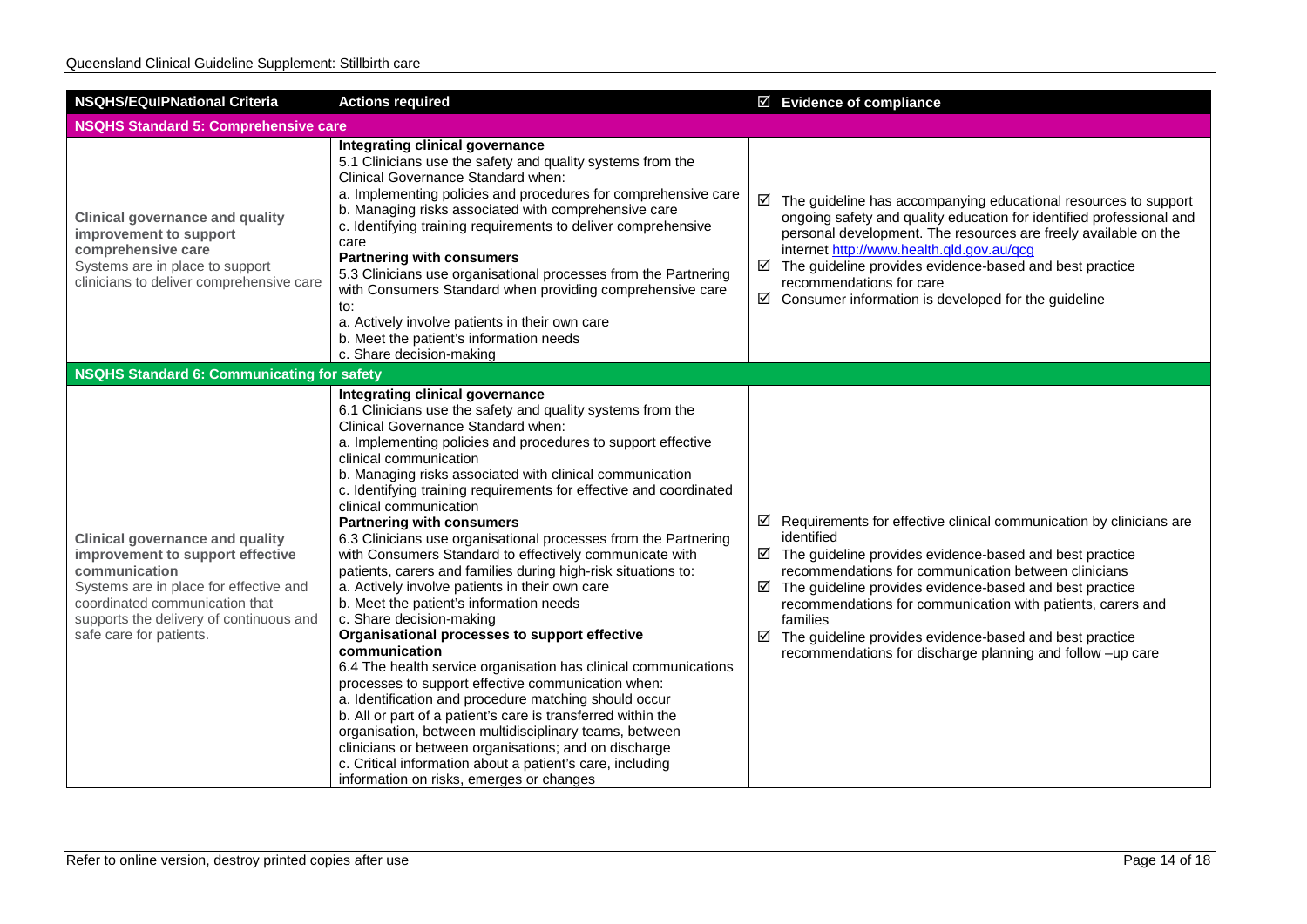| NSQHS/EQuIPNational Criteria | Actions required | ☑ Evidence of compliance |
|---|---|---|
| **NSQHS Standard 5: Comprehensive care** | | |
| **Clinical governance and quality improvement to support comprehensive care**<br>Systems are in place to support clinicians to deliver comprehensive care | **Integrating clinical governance**<br>5.1 Clinicians use the safety and quality systems from the Clinical Governance Standard when:<br>a. Implementing policies and procedures for comprehensive care<br>b. Managing risks associated with comprehensive care<br>c. Identifying training requirements to deliver comprehensive care<br>**Partnering with consumers**<br>5.3 Clinicians use organisational processes from the Partnering with Consumers Standard when providing comprehensive care to:<br>a. Actively involve patients in their own care<br>b. Meet the patient's information needs<br>c. Share decision-making | ☑ The guideline has accompanying educational resources to support ongoing safety and quality education for identified professional and personal development. The resources are freely available on the internet [http://www.health.qld.gov.au/qcg](http://www.health.qld.gov.au/qcg)<br>☑ The guideline provides evidence-based and best practice recommendations for care<br>☑ Consumer information is developed for the guideline |
| **NSQHS Standard 6: Communicating for safety** | | |
| **Clinical governance and quality improvement to support effective communication**<br>Systems are in place for effective and coordinated communication that supports the delivery of continuous and safe care for patients. | **Integrating clinical governance**<br>6.1 Clinicians use the safety and quality systems from the Clinical Governance Standard when:<br>a. Implementing policies and procedures to support effective clinical communication<br>b. Managing risks associated with clinical communication<br>c. Identifying training requirements for effective and coordinated clinical communication<br>**Partnering with consumers**<br>6.3 Clinicians use organisational processes from the Partnering with Consumers Standard to effectively communicate with patients, carers and families during high-risk situations to:<br>a. Actively involve patients in their own care<br>b. Meet the patient's information needs<br>c. Share decision-making<br>**Organisational processes to support effective communication**<br>6.4 The health service organisation has clinical communications processes to support effective communication when:<br>a. Identification and procedure matching should occur<br>b. All or part of a patient's care is transferred within the organisation, between multidisciplinary teams, between clinicians or between organisations; and on discharge<br>c. Critical information about a patient's care, including information on risks, emerges or changes | ☑ Requirements for effective clinical communication by clinicians are identified<br>☑ The guideline provides evidence-based and best practice recommendations for communication between clinicians<br>☑ The guideline provides evidence-based and best practice recommendations for communication with patients, carers and families<br>☑ The guideline provides evidence-based and best practice recommendations for discharge planning and follow –up care |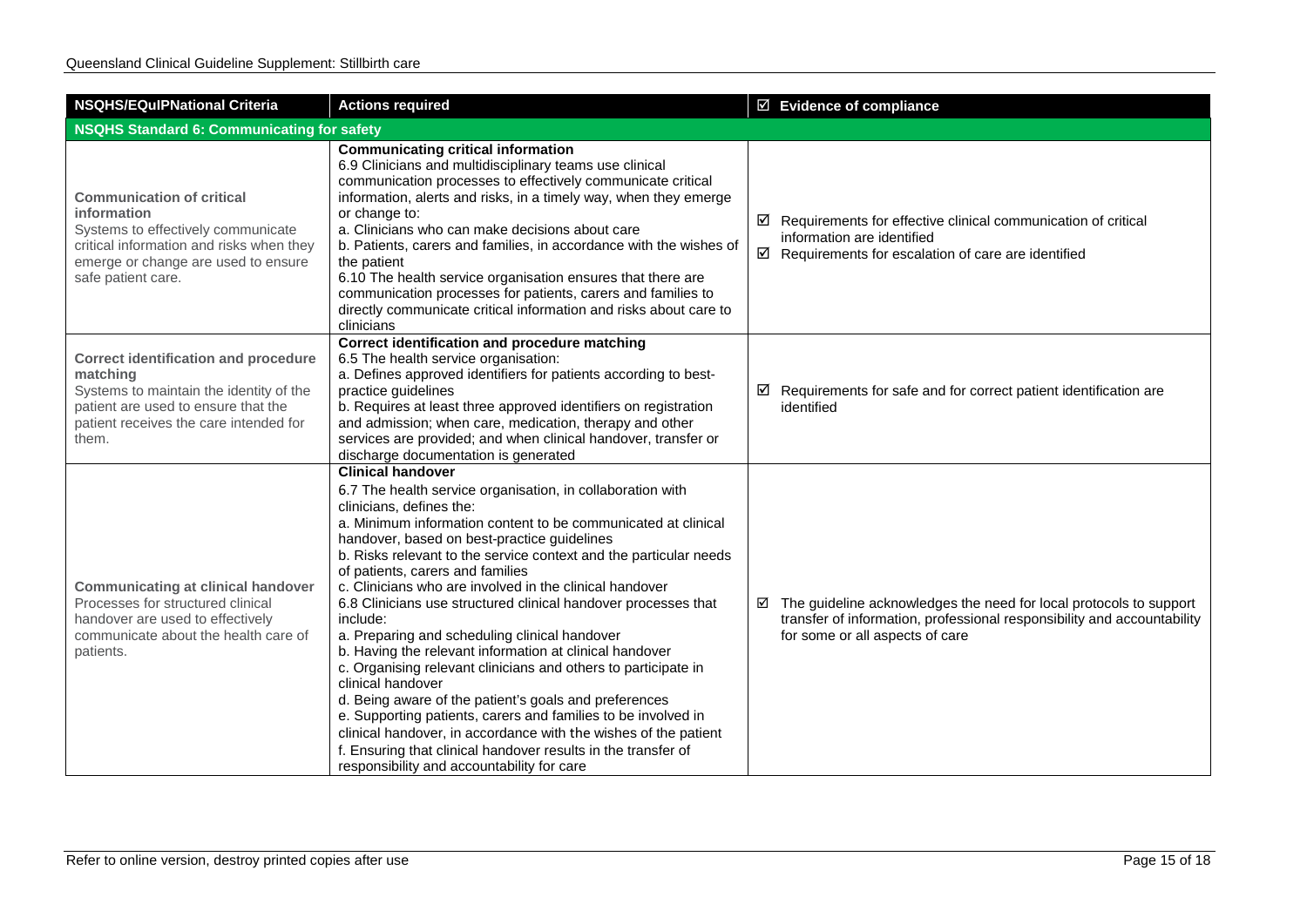| NSQHS/EQuIPNational Criteria | Actions required | ☑ Evidence of compliance |
|---|---|---|
| **NSQHS Standard 6: Communicating for safety** | | |
| **Communication of critical information**<br>Systems to effectively communicate critical information and risks when they emerge or change are used to ensure safe patient care. | **Communicating critical information**<br>6.9 Clinicians and multidisciplinary teams use clinical communication processes to effectively communicate critical information, alerts and risks, in a timely way, when they emerge or change to:<br>a. Clinicians who can make decisions about care<br>b. Patients, carers and families, in accordance with the wishes of the patient<br>6.10 The health service organisation ensures that there are communication processes for patients, carers and families to directly communicate critical information and risks about care to clinicians | ☑ Requirements for effective clinical communication of critical information are identified<br>☑ Requirements for escalation of care are identified |
| **Correct identification and procedure matching**<br>Systems to maintain the identity of the patient are used to ensure that the patient receives the care intended for them. | **Correct identification and procedure matching**<br>6.5 The health service organisation:<br>a. Defines approved identifiers for patients according to best-practice guidelines<br>b. Requires at least three approved identifiers on registration and admission; when care, medication, therapy and other services are provided; and when clinical handover, transfer or discharge documentation is generated | ☑ Requirements for safe and for correct patient identification are identified |
| **Communicating at clinical handover**<br>Processes for structured clinical handover are used to effectively communicate about the health care of patients. | **Clinical handover**<br>6.7 The health service organisation, in collaboration with clinicians, defines the:<br>a. Minimum information content to be communicated at clinical handover, based on best-practice guidelines<br>b. Risks relevant to the service context and the particular needs of patients, carers and families<br>c. Clinicians who are involved in the clinical handover<br>6.8 Clinicians use structured clinical handover processes that include:<br>a. Preparing and scheduling clinical handover<br>b. Having the relevant information at clinical handover<br>c. Organising relevant clinicians and others to participate in clinical handover<br>d. Being aware of the patient's goals and preferences<br>e. Supporting patients, carers and families to be involved in clinical handover, in accordance with the wishes of the patient<br>f. Ensuring that clinical handover results in the transfer of responsibility and accountability for care | ☑ The guideline acknowledges the need for local protocols to support transfer of information, professional responsibility and accountability for some or all aspects of care |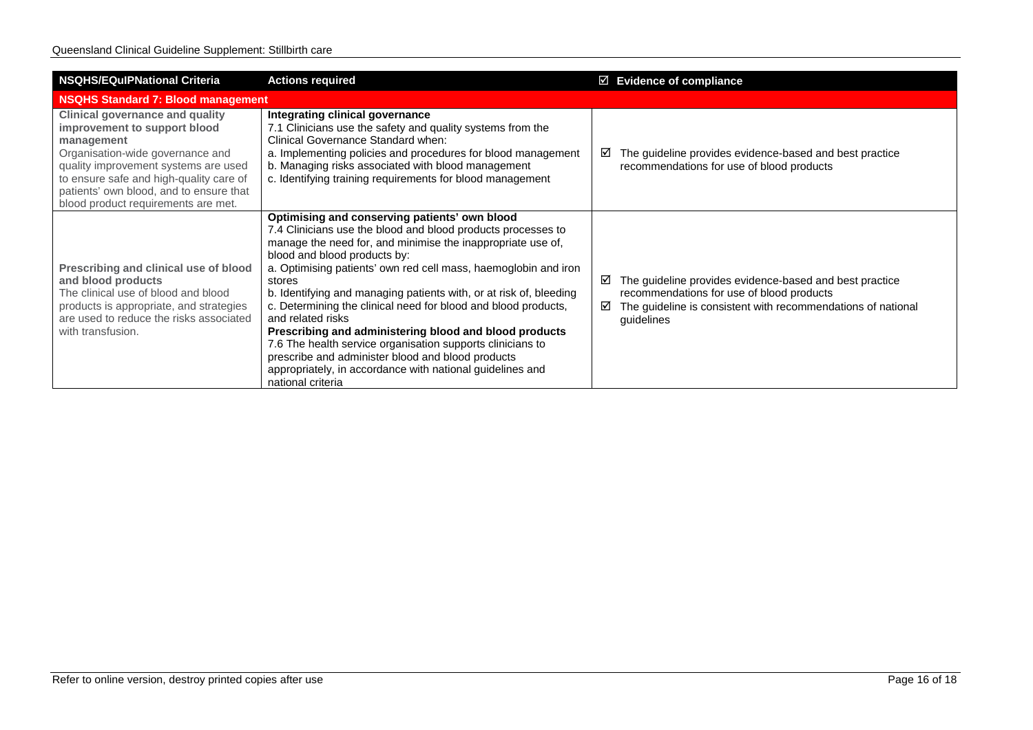| NSQHS/EQuIPNational Criteria | Actions required | ☑ Evidence of compliance |
|---|---|---|
| **NSQHS Standard 7: Blood management** | | |
| **Clinical governance and quality improvement to support blood management**<br>Organisation-wide governance and quality improvement systems are used to ensure safe and high-quality care of patients' own blood, and to ensure that blood product requirements are met. | **Integrating clinical governance**<br>7.1 Clinicians use the safety and quality systems from the Clinical Governance Standard when:<br>a. Implementing policies and procedures for blood management<br>b. Managing risks associated with blood management<br>c. Identifying training requirements for blood management | ☑ The guideline provides evidence-based and best practice recommendations for use of blood products |
| **Prescribing and clinical use of blood and blood products**<br>The clinical use of blood and blood products is appropriate, and strategies are used to reduce the risks associated with transfusion. | **Optimising and conserving patients' own blood**<br>7.4 Clinicians use the blood and blood products processes to manage the need for, and minimise the inappropriate use of, blood and blood products by:<br>a. Optimising patients' own red cell mass, haemoglobin and iron stores<br>b. Identifying and managing patients with, or at risk of, bleeding<br>c. Determining the clinical need for blood and blood products, and related risks<br>**Prescribing and administering blood and blood products**<br>7.6 The health service organisation supports clinicians to prescribe and administer blood and blood products appropriately, in accordance with national guidelines and national criteria | ☑ The guideline provides evidence-based and best practice recommendations for use of blood products<br>☑ The guideline is consistent with recommendations of national guidelines |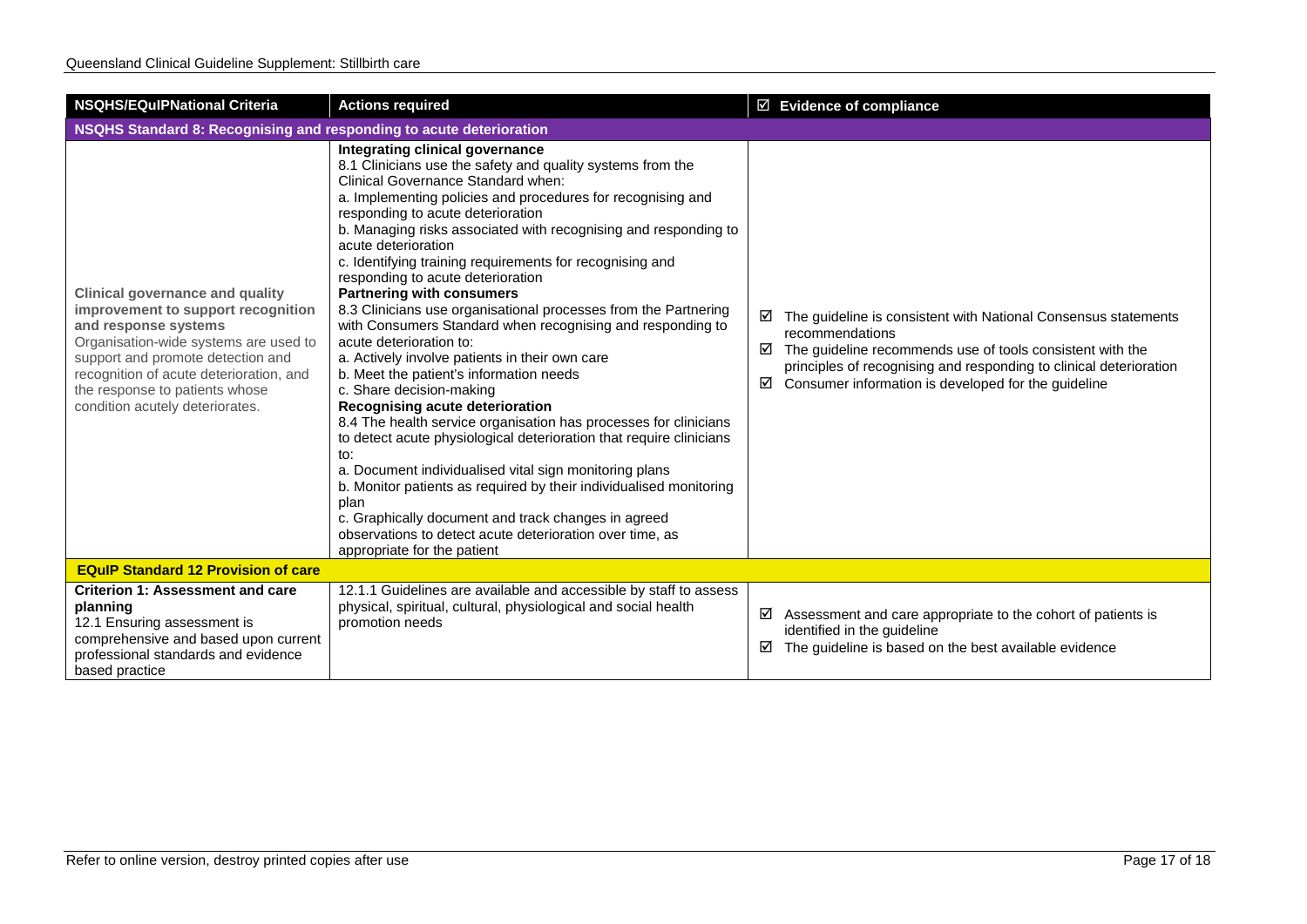| NSQHS/EQuIPNational Criteria | Actions required | ☑ Evidence of compliance |
|---|---|---|
| **NSQHS Standard 8: Recognising and responding to acute deterioration** | | |
| **Clinical governance and quality improvement to support recognition and response systems**<br>Organisation-wide systems are used to support and promote detection and recognition of acute deterioration, and the response to patients whose condition acutely deteriorates. | **Integrating clinical governance**<br>8.1 Clinicians use the safety and quality systems from the Clinical Governance Standard when:<br>a. Implementing policies and procedures for recognising and responding to acute deterioration<br>b. Managing risks associated with recognising and responding to acute deterioration<br>c. Identifying training requirements for recognising and responding to acute deterioration<br>**Partnering with consumers**<br>8.3 Clinicians use organisational processes from the Partnering with Consumers Standard when recognising and responding to acute deterioration to:<br>a. Actively involve patients in their own care<br>b. Meet the patient's information needs<br>c. Share decision-making<br>**Recognising acute deterioration**<br>8.4 The health service organisation has processes for clinicians to detect acute physiological deterioration that require clinicians to:<br>a. Document individualised vital sign monitoring plans<br>b. Monitor patients as required by their individualised monitoring plan<br>c. Graphically document and track changes in agreed observations to detect acute deterioration over time, as appropriate for the patient | ☑ The guideline is consistent with National Consensus statements recommendations<br>☑ The guideline recommends use of tools consistent with the principles of recognising and responding to clinical deterioration<br>☑ Consumer information is developed for the guideline |
| **EQuIP Standard 12 Provision of care** | | |
| **Criterion 1: Assessment and care planning**<br>12.1 Ensuring assessment is comprehensive and based upon current professional standards and evidence based practice | 12.1.1 Guidelines are available and accessible by staff to assess physical, spiritual, cultural, physiological and social health promotion needs | ☑ Assessment and care appropriate to the cohort of patients is identified in the guideline<br>☑ The guideline is based on the best available evidence |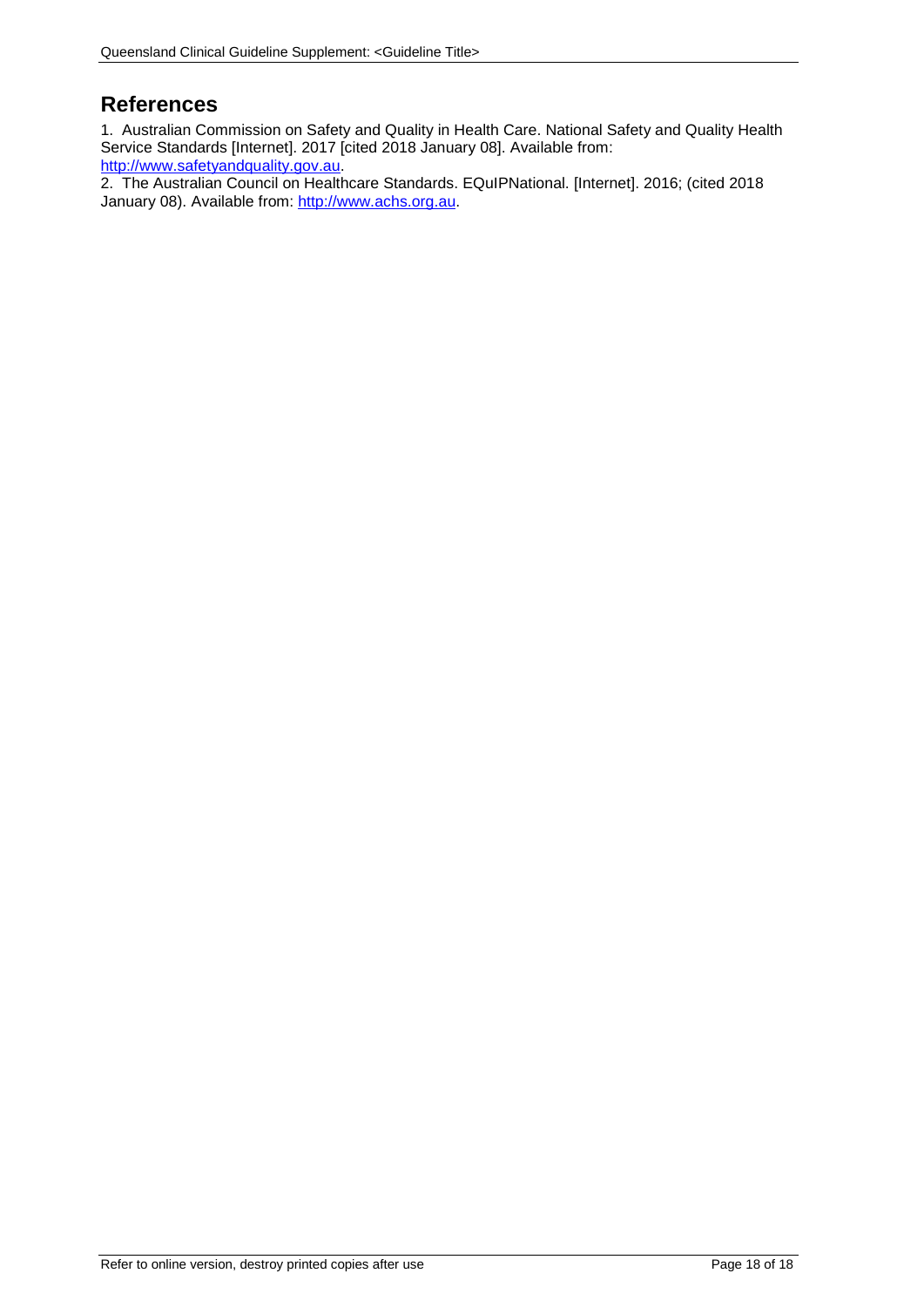# References

1. Australian Commission on Safety and Quality in Health Care. National Safety and Quality Health Service Standards [Internet]. 2017 [cited 2018 January 08]. Available from: http://www.safetyandquality.gov.au.
2. The Australian Council on Healthcare Standards. EQuIPNational. [Internet]. 2016; (cited 2018 January 08). Available from: http://www.achs.org.au.